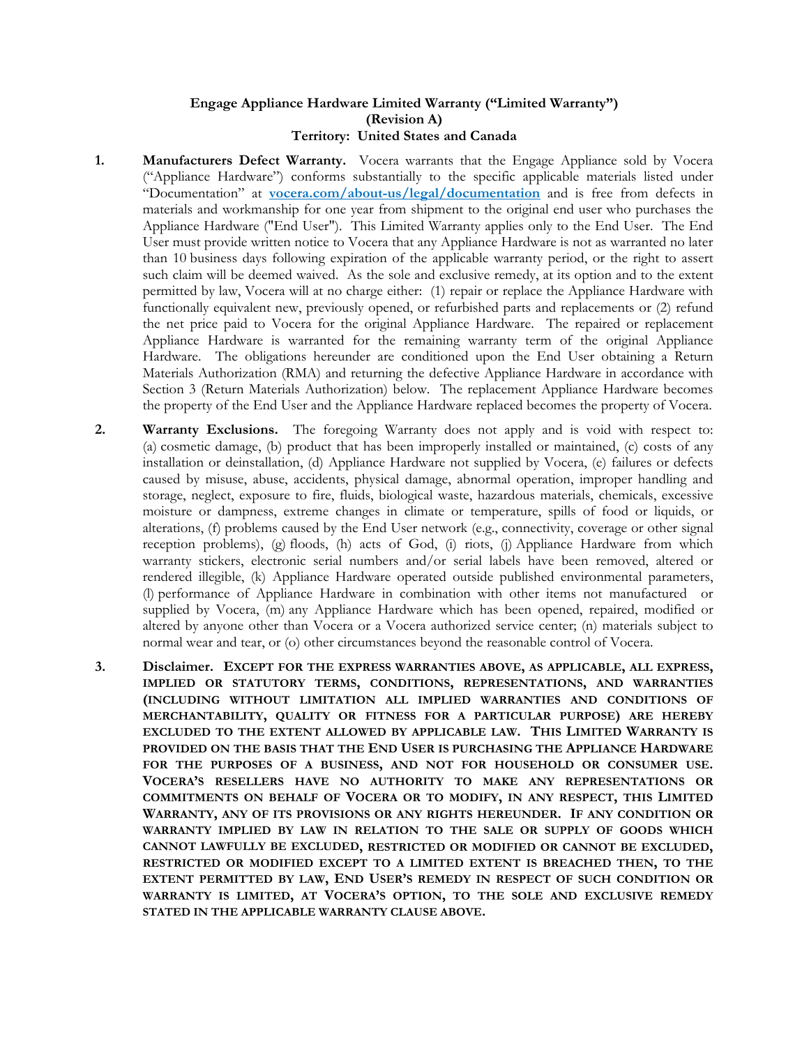**Engage Appliance Hardware Limited Warranty ("Limited Warranty")**
**(Revision A)**
**Territory: United States and Canada**

1. **Manufacturers Defect Warranty.** Vocera warrants that the Engage Appliance sold by Vocera ("Appliance Hardware") conforms substantially to the specific applicable materials listed under "Documentation" at **vocera.com/about-us/legal/documentation** and is free from defects in materials and workmanship for one year from shipment to the original end user who purchases the Appliance Hardware ("End User"). This Limited Warranty applies only to the End User. The End User must provide written notice to Vocera that any Appliance Hardware is not as warranted no later than 10 business days following expiration of the applicable warranty period, or the right to assert such claim will be deemed waived. As the sole and exclusive remedy, at its option and to the extent permitted by law, Vocera will at no charge either: (1) repair or replace the Appliance Hardware with functionally equivalent new, previously opened, or refurbished parts and replacements or (2) refund the net price paid to Vocera for the original Appliance Hardware. The repaired or replacement Appliance Hardware is warranted for the remaining warranty term of the original Appliance Hardware. The obligations hereunder are conditioned upon the End User obtaining a Return Materials Authorization (RMA) and returning the defective Appliance Hardware in accordance with Section 3 (Return Materials Authorization) below. The replacement Appliance Hardware becomes the property of the End User and the Appliance Hardware replaced becomes the property of Vocera.

2. **Warranty Exclusions.** The foregoing Warranty does not apply and is void with respect to: (a) cosmetic damage, (b) product that has been improperly installed or maintained, (c) costs of any installation or deinstallation, (d) Appliance Hardware not supplied by Vocera, (e) failures or defects caused by misuse, abuse, accidents, physical damage, abnormal operation, improper handling and storage, neglect, exposure to fire, fluids, biological waste, hazardous materials, chemicals, excessive moisture or dampness, extreme changes in climate or temperature, spills of food or liquids, or alterations, (f) problems caused by the End User network (e.g., connectivity, coverage or other signal reception problems), (g) floods, (h) acts of God, (i) riots, (j) Appliance Hardware from which warranty stickers, electronic serial numbers and/or serial labels have been removed, altered or rendered illegible, (k) Appliance Hardware operated outside published environmental parameters, (l) performance of Appliance Hardware in combination with other items not manufactured or supplied by Vocera, (m) any Appliance Hardware which has been opened, repaired, modified or altered by anyone other than Vocera or a Vocera authorized service center; (n) materials subject to normal wear and tear, or (o) other circumstances beyond the reasonable control of Vocera.

3. **Disclaimer. EXCEPT FOR THE EXPRESS WARRANTIES ABOVE, AS APPLICABLE, ALL EXPRESS, IMPLIED OR STATUTORY TERMS, CONDITIONS, REPRESENTATIONS, AND WARRANTIES (INCLUDING WITHOUT LIMITATION ALL IMPLIED WARRANTIES AND CONDITIONS OF MERCHANTABILITY, QUALITY OR FITNESS FOR A PARTICULAR PURPOSE) ARE HEREBY EXCLUDED TO THE EXTENT ALLOWED BY APPLICABLE LAW. THIS LIMITED WARRANTY IS PROVIDED ON THE BASIS THAT THE END USER IS PURCHASING THE APPLIANCE HARDWARE FOR THE PURPOSES OF A BUSINESS, AND NOT FOR HOUSEHOLD OR CONSUMER USE. VOCERA'S RESELLERS HAVE NO AUTHORITY TO MAKE ANY REPRESENTATIONS OR COMMITMENTS ON BEHALF OF VOCERA OR TO MODIFY, IN ANY RESPECT, THIS LIMITED WARRANTY, ANY OF ITS PROVISIONS OR ANY RIGHTS HEREUNDER. IF ANY CONDITION OR WARRANTY IMPLIED BY LAW IN RELATION TO THE SALE OR SUPPLY OF GOODS WHICH CANNOT LAWFULLY BE EXCLUDED, RESTRICTED OR MODIFIED OR CANNOT BE EXCLUDED, RESTRICTED OR MODIFIED EXCEPT TO A LIMITED EXTENT IS BREACHED THEN, TO THE EXTENT PERMITTED BY LAW, END USER'S REMEDY IN RESPECT OF SUCH CONDITION OR WARRANTY IS LIMITED, AT VOCERA'S OPTION, TO THE SOLE AND EXCLUSIVE REMEDY STATED IN THE APPLICABLE WARRANTY CLAUSE ABOVE.**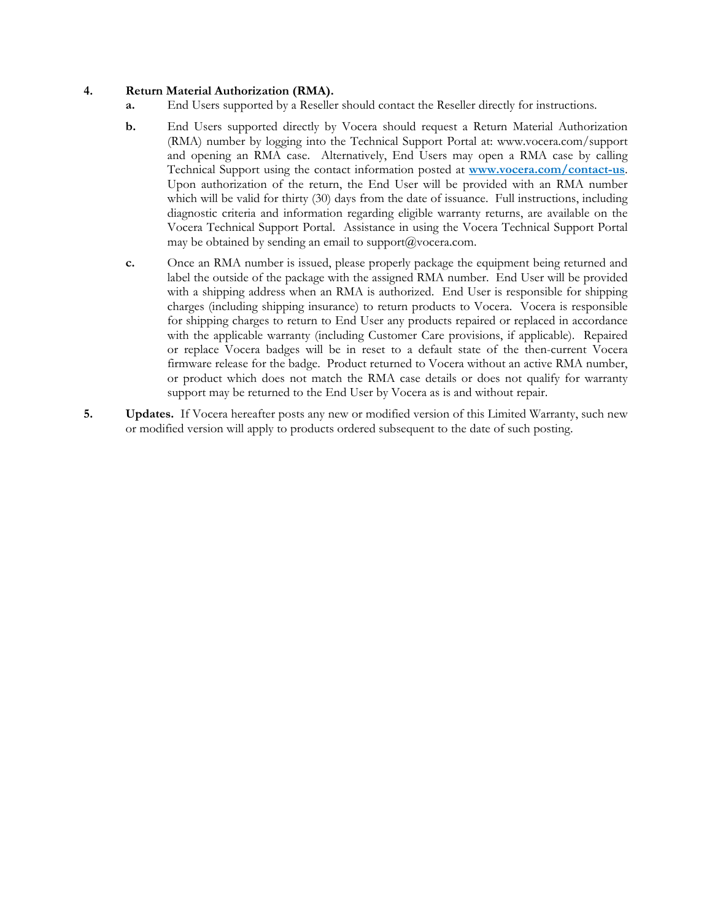**4. Return Material Authorization (RMA).**

**a.** End Users supported by a Reseller should contact the Reseller directly for instructions.

**b.** End Users supported directly by Vocera should request a Return Material Authorization (RMA) number by logging into the Technical Support Portal at: www.vocera.com/support and opening an RMA case. Alternatively, End Users may open a RMA case by calling Technical Support using the contact information posted at **www.vocera.com/contact-us**. Upon authorization of the return, the End User will be provided with an RMA number which will be valid for thirty (30) days from the date of issuance. Full instructions, including diagnostic criteria and information regarding eligible warranty returns, are available on the Vocera Technical Support Portal. Assistance in using the Vocera Technical Support Portal may be obtained by sending an email to support@vocera.com.

**c.** Once an RMA number is issued, please properly package the equipment being returned and label the outside of the package with the assigned RMA number. End User will be provided with a shipping address when an RMA is authorized. End User is responsible for shipping charges (including shipping insurance) to return products to Vocera. Vocera is responsible for shipping charges to return to End User any products repaired or replaced in accordance with the applicable warranty (including Customer Care provisions, if applicable). Repaired or replace Vocera badges will be in reset to a default state of the then-current Vocera firmware release for the badge. Product returned to Vocera without an active RMA number, or product which does not match the RMA case details or does not qualify for warranty support may be returned to the End User by Vocera as is and without repair.

**5. Updates.** If Vocera hereafter posts any new or modified version of this Limited Warranty, such new or modified version will apply to products ordered subsequent to the date of such posting.